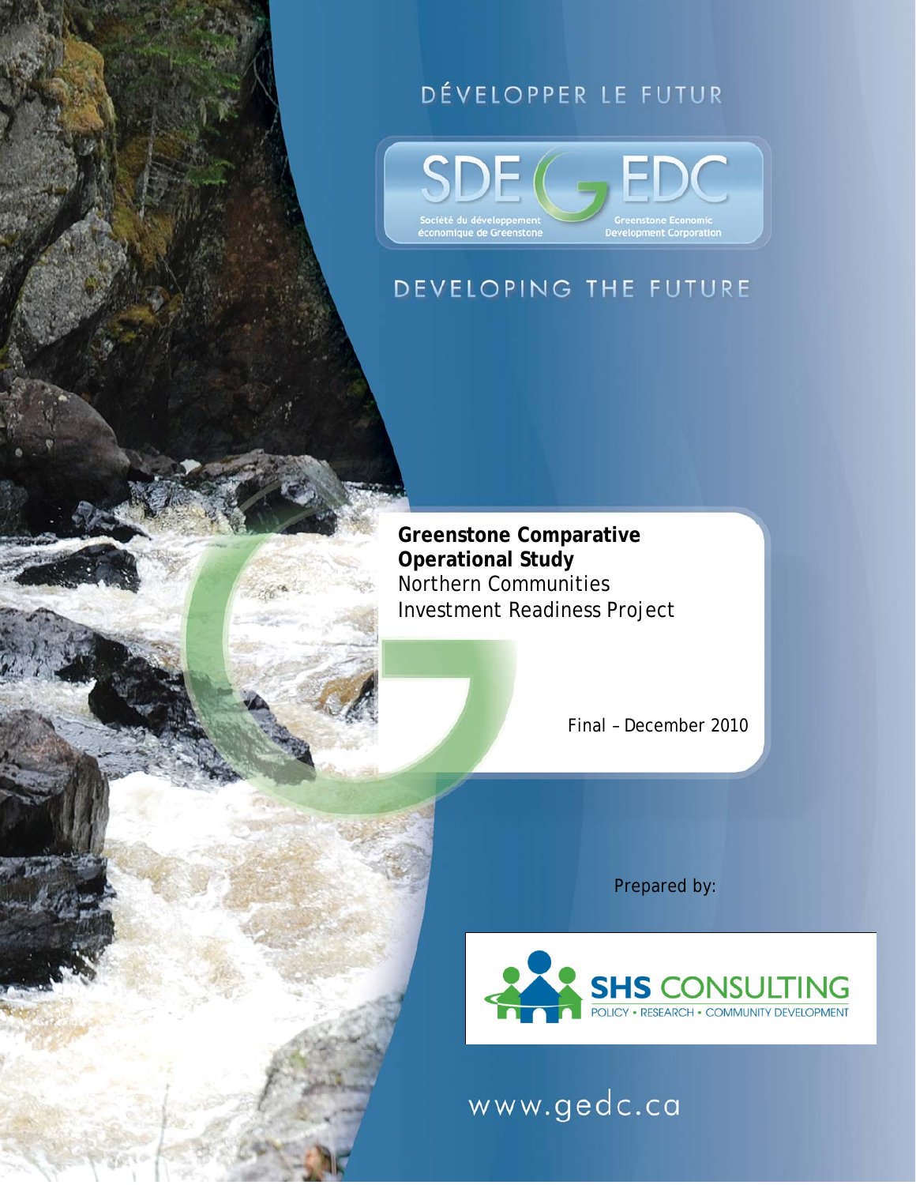DÉVELOPPER LE FUTUR

SDE EDC

Société du développement économique de Greenstone

Greenstone Economic Development Corporation

DEVELOPING THE FUTURE

# Greenstone Comparative Operational Study

Northern Communities Investment Readiness Project

Final – December 2010

Prepared by:

SHS CONSULTING

POLICY • RESEARCH • COMMUNITY DEVELOPMENT

www.gedc.ca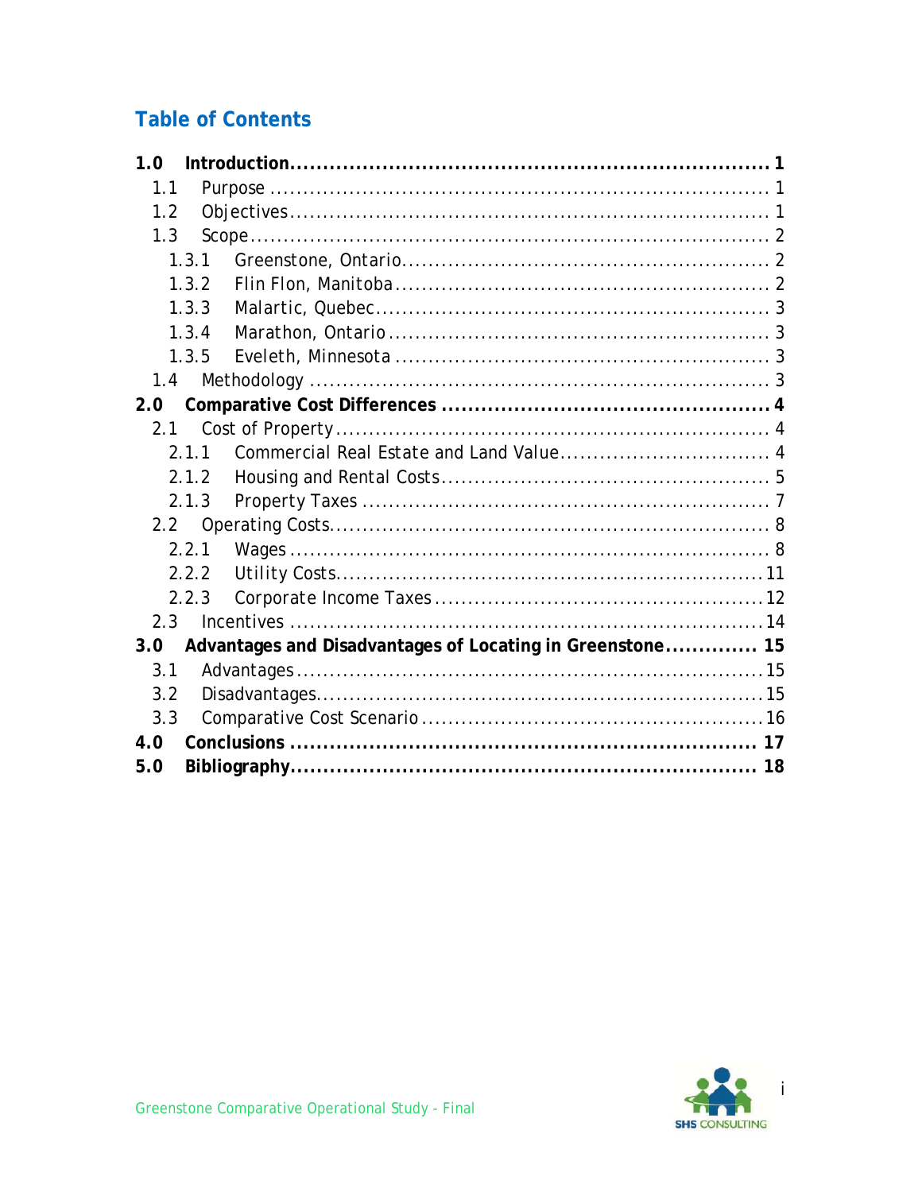## Table of Contents

**1.0 Introduction ........................................................................ 1**

1.1 Purpose ........................................................................ 1

1.2 Objectives ........................................................................ 1

1.3 Scope ........................................................................ 2

1.3.1 Greenstone, Ontario ........................................................................ 2

1.3.2 Flin Flon, Manitoba ........................................................................ 2

1.3.3 Malartic, Quebec ........................................................................ 3

1.3.4 Marathon, Ontario ........................................................................ 3

1.3.5 Eveleth, Minnesota ........................................................................ 3

1.4 Methodology ........................................................................ 3

**2.0 Comparative Cost Differences ........................................................................ 4**

2.1 Cost of Property ........................................................................ 4

2.1.1 Commercial Real Estate and Land Value ........................................................................ 4

2.1.2 Housing and Rental Costs ........................................................................ 5

2.1.3 Property Taxes ........................................................................ 7

2.2 Operating Costs ........................................................................ 8

2.2.1 Wages ........................................................................ 8

2.2.2 Utility Costs ........................................................................ 11

2.2.3 Corporate Income Taxes ........................................................................ 12

2.3 Incentives ........................................................................ 14

**3.0 Advantages and Disadvantages of Locating in Greenstone .............. 15**

3.1 Advantages ........................................................................ 15

3.2 Disadvantages ........................................................................ 15

3.3 Comparative Cost Scenario ........................................................................ 16

**4.0 Conclusions ........................................................................ 17**

**5.0 Bibliography ........................................................................ 18**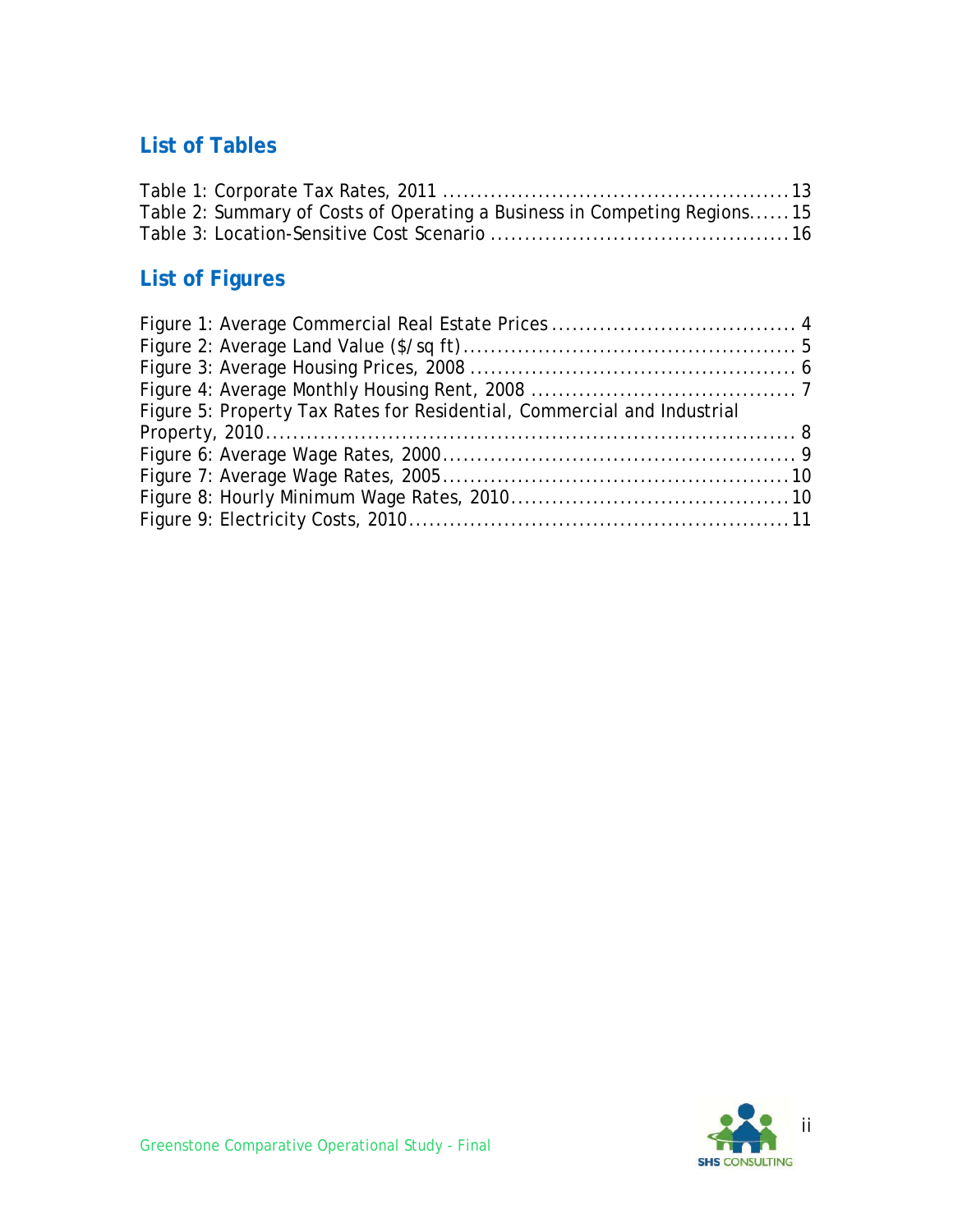## List of Tables

Table 1: Corporate Tax Rates, 2011 .................................................. 13
Table 2: Summary of Costs of Operating a Business in Competing Regions...... 15
Table 3: Location-Sensitive Cost Scenario ........................................... 16

## List of Figures

Figure 1: Average Commercial Real Estate Prices .................................... 4
Figure 2: Average Land Value ($/sq ft)................................................. 5
Figure 3: Average Housing Prices, 2008 ................................................ 6
Figure 4: Average Monthly Housing Rent, 2008 ....................................... 7
Figure 5: Property Tax Rates for Residential, Commercial and Industrial Property, 2010............................................................................. 8
Figure 6: Average Wage Rates, 2000.................................................... 9
Figure 7: Average Wage Rates, 2005................................................... 10
Figure 8: Hourly Minimum Wage Rates, 2010......................................... 10
Figure 9: Electricity Costs, 2010........................................................ 11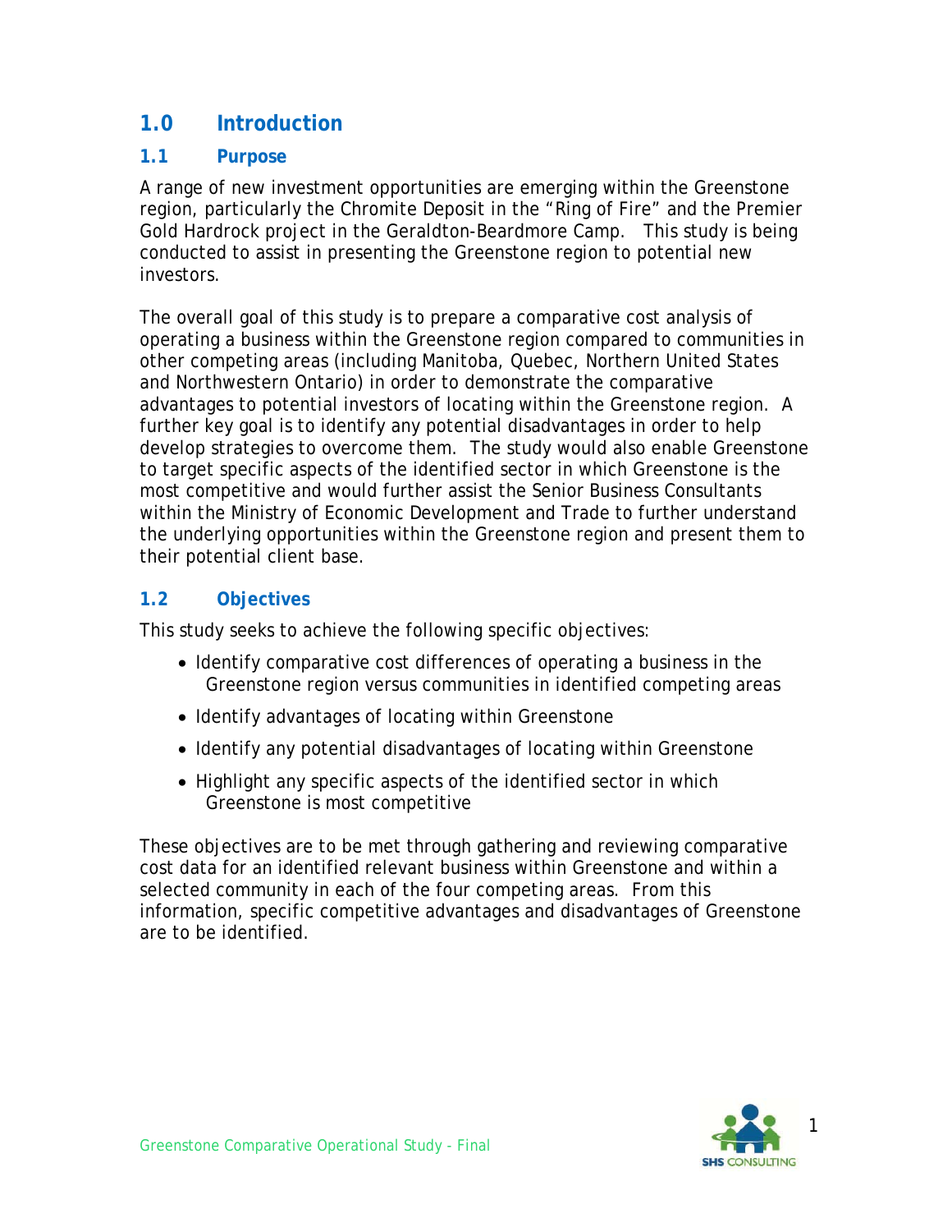# 1.0 Introduction

## 1.1 Purpose

A range of new investment opportunities are emerging within the Greenstone region, particularly the Chromite Deposit in the "Ring of Fire" and the Premier Gold Hardrock project in the Geraldton-Beardmore Camp. This study is being conducted to assist in presenting the Greenstone region to potential new investors.

The overall goal of this study is to prepare a comparative cost analysis of operating a business within the Greenstone region compared to communities in other competing areas (including Manitoba, Quebec, Northern United States and Northwestern Ontario) in order to demonstrate the comparative advantages to potential investors of locating within the Greenstone region. A further key goal is to identify any potential disadvantages in order to help develop strategies to overcome them. The study would also enable Greenstone to target specific aspects of the identified sector in which Greenstone is the most competitive and would further assist the Senior Business Consultants within the Ministry of Economic Development and Trade to further understand the underlying opportunities within the Greenstone region and present them to their potential client base.

## 1.2 Objectives

This study seeks to achieve the following specific objectives:

- Identify comparative cost differences of operating a business in the Greenstone region versus communities in identified competing areas
- Identify advantages of locating within Greenstone
- Identify any potential disadvantages of locating within Greenstone
- Highlight any specific aspects of the identified sector in which Greenstone is most competitive

These objectives are to be met through gathering and reviewing comparative cost data for an identified relevant business within Greenstone and within a selected community in each of the four competing areas. From this information, specific competitive advantages and disadvantages of Greenstone are to be identified.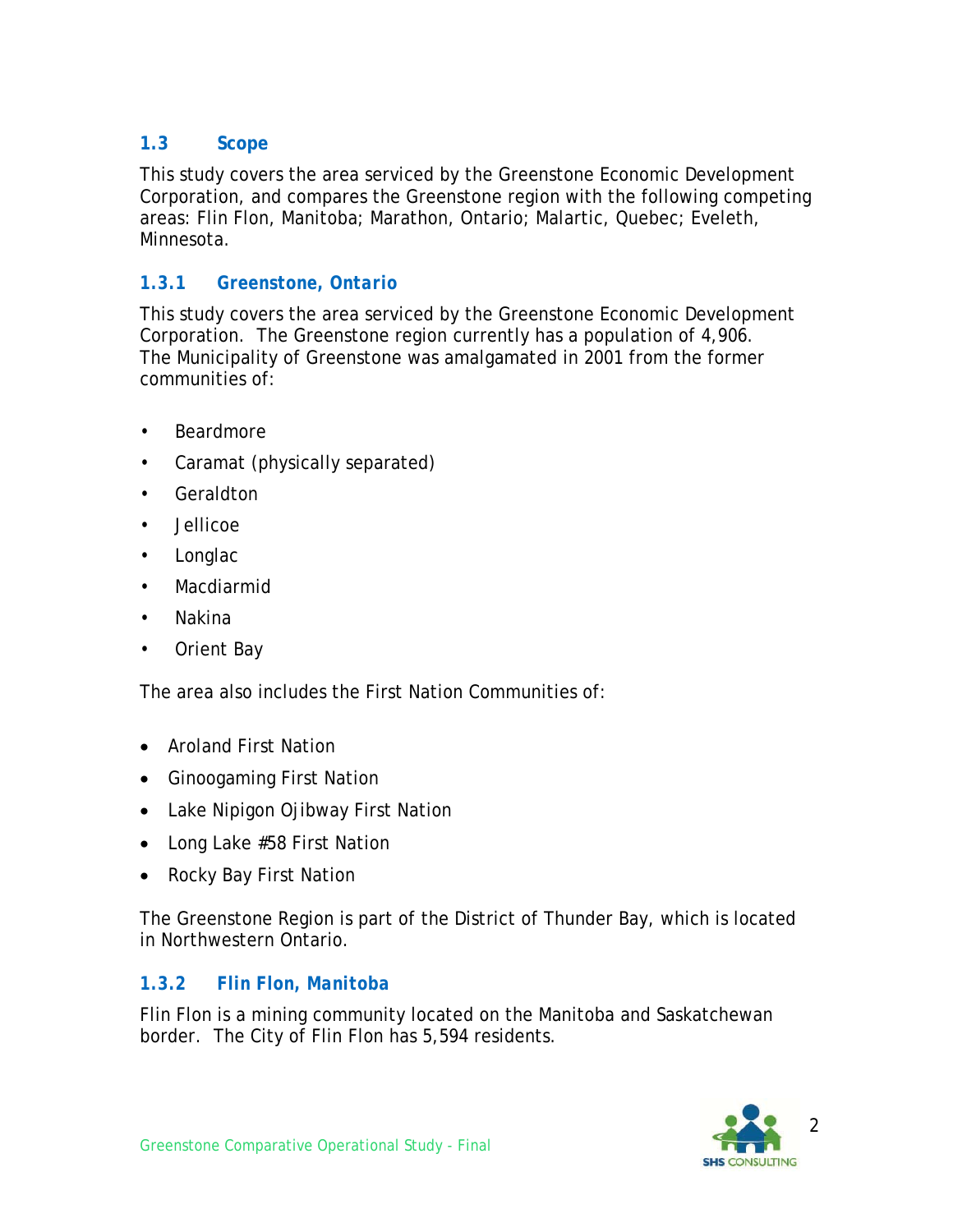### 1.3 Scope

This study covers the area serviced by the Greenstone Economic Development Corporation, and compares the Greenstone region with the following competing areas: Flin Flon, Manitoba; Marathon, Ontario; Malartic, Quebec; Eveleth, Minnesota.

#### 1.3.1 Greenstone, Ontario

This study covers the area serviced by the Greenstone Economic Development Corporation. The Greenstone region currently has a population of 4,906. The Municipality of Greenstone was amalgamated in 2001 from the former communities of:

- Beardmore
- Caramat (physically separated)
- Geraldton
- Jellicoe
- Longlac
- Macdiarmid
- Nakina
- Orient Bay

The area also includes the First Nation Communities of:

- Aroland First Nation
- Ginoogaming First Nation
- Lake Nipigon Ojibway First Nation
- Long Lake #58 First Nation
- Rocky Bay First Nation

The Greenstone Region is part of the District of Thunder Bay, which is located in Northwestern Ontario.

#### 1.3.2 Flin Flon, Manitoba

Flin Flon is a mining community located on the Manitoba and Saskatchewan border. The City of Flin Flon has 5,594 residents.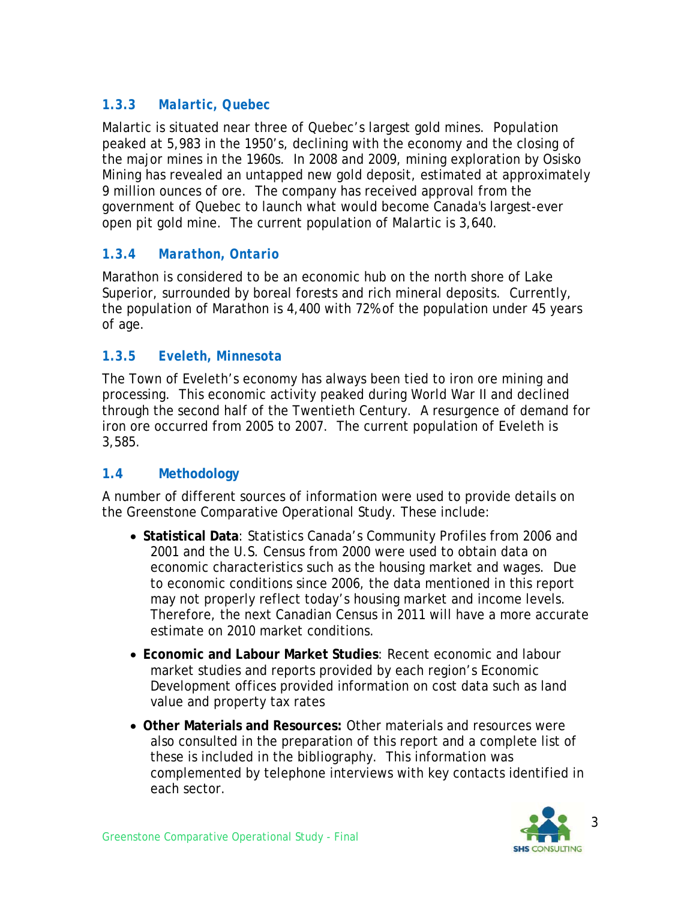### 1.3.3 Malartic, Quebec

Malartic is situated near three of Quebec's largest gold mines. Population peaked at 5,983 in the 1950's, declining with the economy and the closing of the major mines in the 1960s. In 2008 and 2009, mining exploration by Osisko Mining has revealed an untapped new gold deposit, estimated at approximately 9 million ounces of ore. The company has received approval from the government of Quebec to launch what would become Canada's largest-ever open pit gold mine. The current population of Malartic is 3,640.

### 1.3.4 Marathon, Ontario

Marathon is considered to be an economic hub on the north shore of Lake Superior, surrounded by boreal forests and rich mineral deposits. Currently, the population of Marathon is 4,400 with 72% of the population under 45 years of age.

### 1.3.5 Eveleth, Minnesota

The Town of Eveleth's economy has always been tied to iron ore mining and processing. This economic activity peaked during World War II and declined through the second half of the Twentieth Century. A resurgence of demand for iron ore occurred from 2005 to 2007. The current population of Eveleth is 3,585.

## 1.4 Methodology

A number of different sources of information were used to provide details on the Greenstone Comparative Operational Study. These include:

- **Statistical Data**: Statistics Canada's Community Profiles from 2006 and 2001 and the U.S. Census from 2000 were used to obtain data on economic characteristics such as the housing market and wages. Due to economic conditions since 2006, the data mentioned in this report may not properly reflect today's housing market and income levels. Therefore, the next Canadian Census in 2011 will have a more accurate estimate on 2010 market conditions.
- **Economic and Labour Market Studies**: Recent economic and labour market studies and reports provided by each region's Economic Development offices provided information on cost data such as land value and property tax rates
- **Other Materials and Resources:** Other materials and resources were also consulted in the preparation of this report and a complete list of these is included in the bibliography. This information was complemented by telephone interviews with key contacts identified in each sector.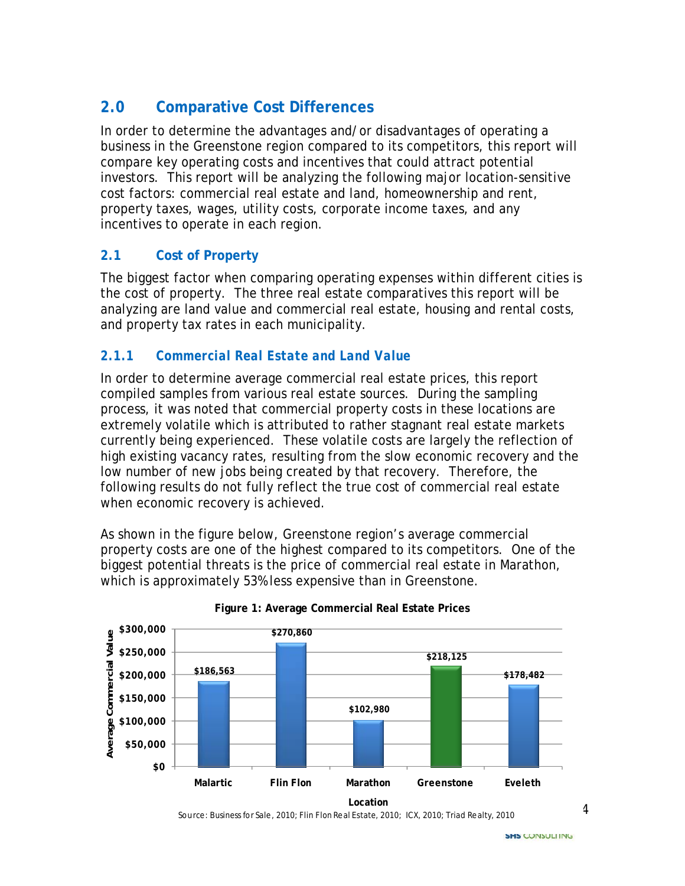## 2.0 Comparative Cost Differences

In order to determine the advantages and/or disadvantages of operating a business in the Greenstone region compared to its competitors, this report will compare key operating costs and incentives that could attract potential investors. This report will be analyzing the following major location-sensitive cost factors: commercial real estate and land, homeownership and rent, property taxes, wages, utility costs, corporate income taxes, and any incentives to operate in each region.

### 2.1 Cost of Property

The biggest factor when comparing operating expenses within different cities is the cost of property. The three real estate comparatives this report will be analyzing are land value and commercial real estate, housing and rental costs, and property tax rates in each municipality.

#### 2.1.1 *Commercial Real Estate and Land Value*

In order to determine average commercial real estate prices, this report compiled samples from various real estate sources. During the sampling process, it was noted that commercial property costs in these locations are extremely volatile which is attributed to rather stagnant real estate markets currently being experienced. These volatile costs are largely the reflection of high existing vacancy rates, resulting from the slow economic recovery and the low number of new jobs being created by that recovery. Therefore, the following results do not fully reflect the true cost of commercial real estate when economic recovery is achieved.

As shown in the figure below, Greenstone region's average commercial property costs are one of the highest compared to its competitors. One of the biggest potential threats is the price of commercial real estate in Marathon, which is approximately 53% less expensive than in Greenstone.

**Figure 1: Average Commercial Real Estate Prices**

| Location | Average Commercial Value |
|---|---|
| Malartic | $186,563 |
| Flin Flon | $270,860 |
| Marathon | $102,980 |
| Greenstone | $218,125 |
| Eveleth | $178,482 |

*Source: Business for Sale, 2010; Flin Flon Real Estate, 2010; ICX, 2010; Triad Realty, 2010*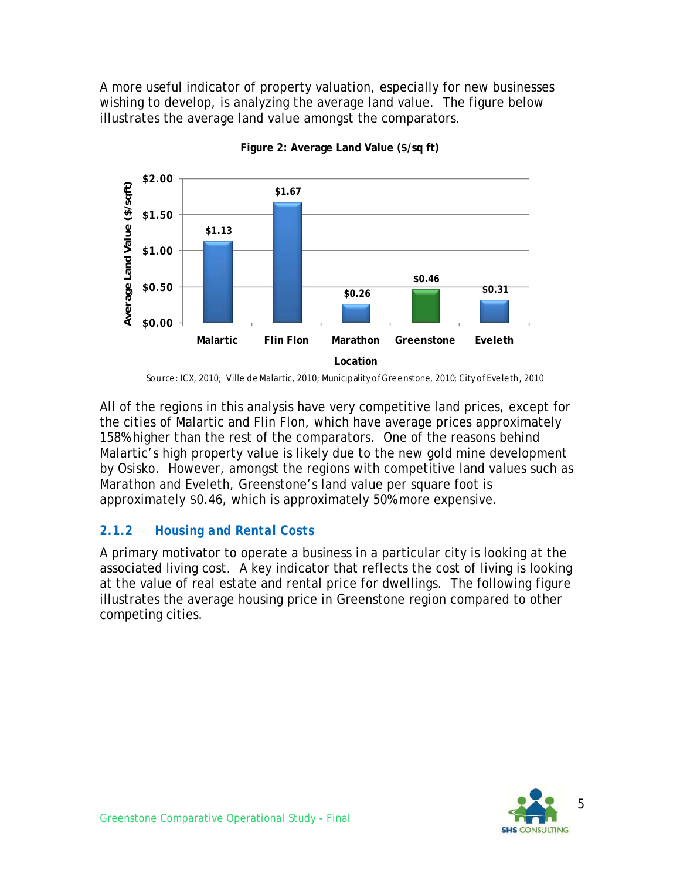A more useful indicator of property valuation, especially for new businesses wishing to develop, is analyzing the average land value. The figure below illustrates the average land value amongst the comparators.

**Figure 2: Average Land Value ($/sq ft)**

| Location | Average Land Value ($/sqft) |
|---|---|
| Malartic | $1.13 |
| Flin Flon | $1.67 |
| Marathon | $0.26 |
| Greenstone | $0.46 |
| Eveleth | $0.31 |

Source: ICX, 2010; Ville de Malartic, 2010; Municipality of Greenstone, 2010; City of Eveleth, 2010

All of the regions in this analysis have very competitive land prices, except for the cities of Malartic and Flin Flon, which have average prices approximately 158% higher than the rest of the comparators. One of the reasons behind Malartic's high property value is likely due to the new gold mine development by Osisko. However, amongst the regions with competitive land values such as Marathon and Eveleth, Greenstone's land value per square foot is approximately $0.46, which is approximately 50% more expensive.

### 2.1.2 *Housing and Rental Costs*

A primary motivator to operate a business in a particular city is looking at the associated living cost. A key indicator that reflects the cost of living is looking at the value of real estate and rental price for dwellings. The following figure illustrates the average housing price in Greenstone region compared to other competing cities.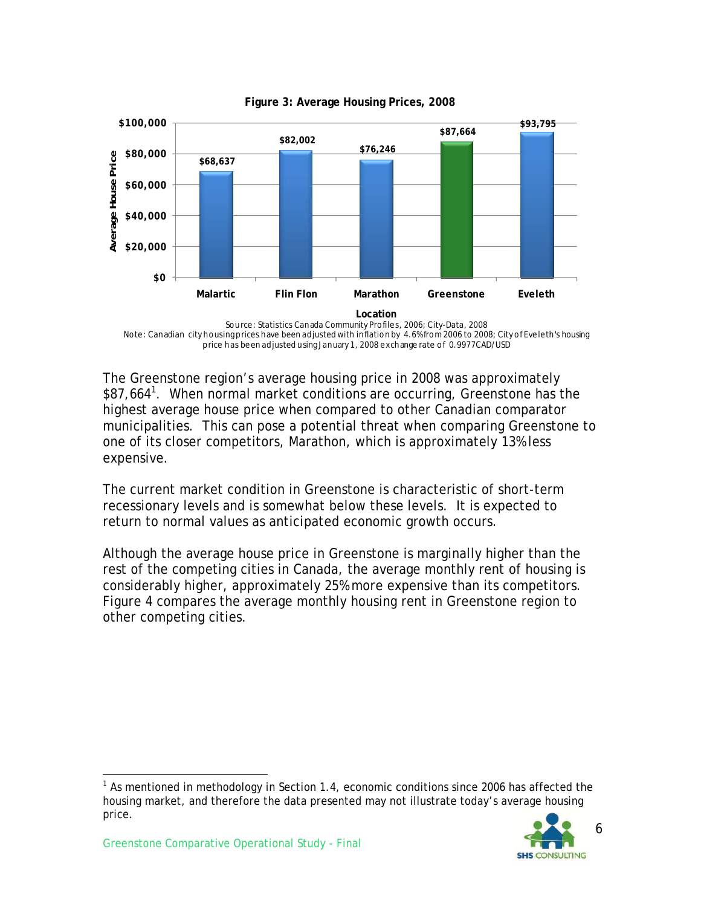**Figure 3: Average Housing Prices, 2008**

| Location | Average House Price |
| --- | --- |
| Malartic | $68,637 |
| Flin Flon | $82,002 |
| Marathon | $76,246 |
| Greenstone | $87,664 |
| Eveleth | $93,795 |

Source: Statistics Canada Community Profiles, 2006; City-Data, 2008

Note: Canadian city housing prices have been adjusted with inflation by 4.6% from 2006 to 2008; City of Eveleth's housing price has been adjusted using January 1, 2008 exchange rate of 0.9977CAD/USD

The Greenstone region's average housing price in 2008 was approximately $87,664[1]. When normal market conditions are occurring, Greenstone has the highest average house price when compared to other Canadian comparator municipalities. This can pose a potential threat when comparing Greenstone to one of its closer competitors, Marathon, which is approximately 13% less expensive.

The current market condition in Greenstone is characteristic of short-term recessionary levels and is somewhat below these levels. It is expected to return to normal values as anticipated economic growth occurs.

Although the average house price in Greenstone is marginally higher than the rest of the competing cities in Canada, the average monthly rent of housing is considerably higher, approximately 25% more expensive than its competitors. Figure 4 compares the average monthly housing rent in Greenstone region to other competing cities.

[1] As mentioned in methodology in Section 1.4, economic conditions since 2006 has affected the housing market, and therefore the data presented may not illustrate today's average housing price.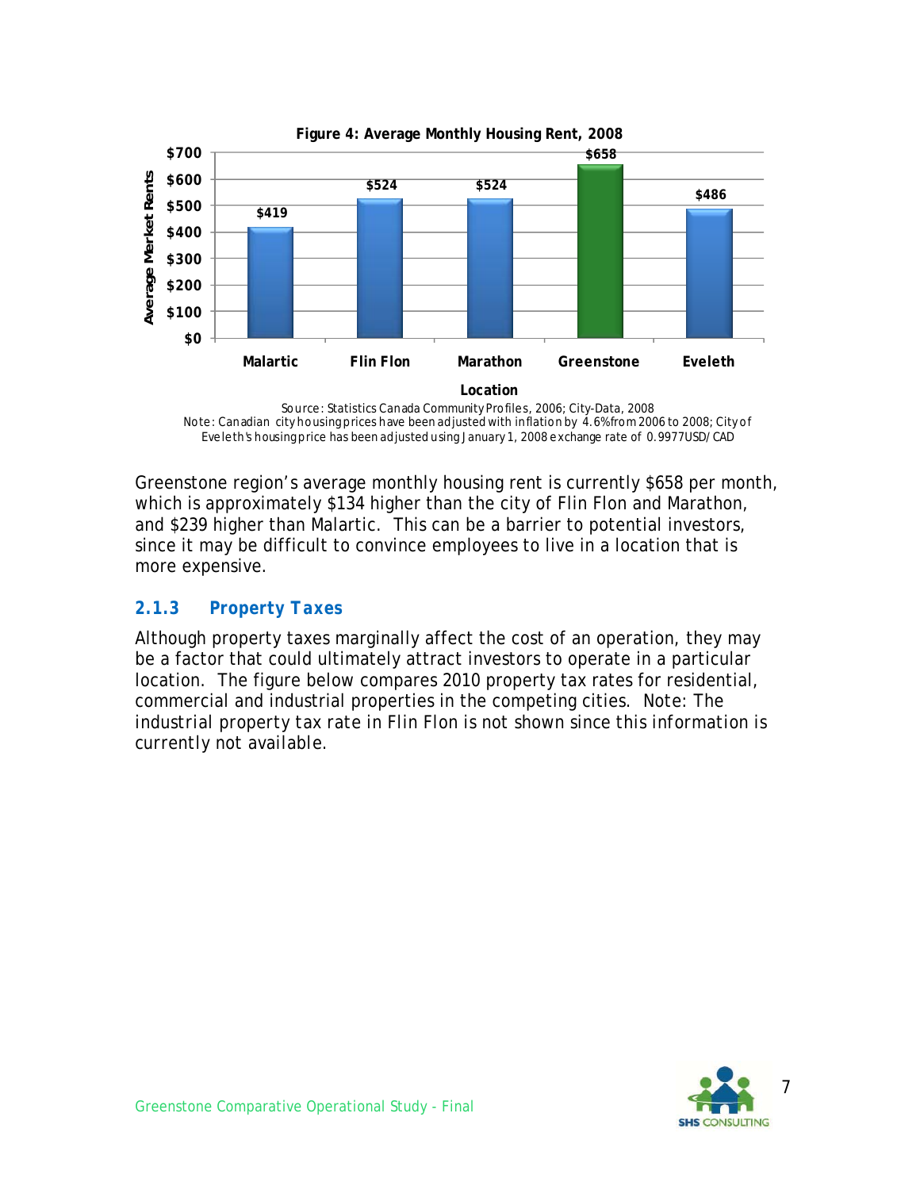**Figure 4: Average Monthly Housing Rent, 2008**

| Location | Average Market Rents |
|---|---|
| Malartic | $419 |
| Flin Flon | $524 |
| Marathon | $524 |
| Greenstone | $658 |
| Eveleth | $486 |

Source: Statistics Canada Community Profiles, 2006; City-Data, 2008
Note: Canadian city housing prices have been adjusted with inflation by 4.6% from 2006 to 2008; City of Eveleth's housing price has been adjusted using January 1, 2008 exchange rate of 0.9977USD/CAD

Greenstone region's average monthly housing rent is currently $658 per month, which is approximately $134 higher than the city of Flin Flon and Marathon, and $239 higher than Malartic. This can be a barrier to potential investors, since it may be difficult to convince employees to live in a location that is more expensive.

### 2.1.3 Property Taxes

Although property taxes marginally affect the cost of an operation, they may be a factor that could ultimately attract investors to operate in a particular location. The figure below compares 2010 property tax rates for residential, commercial and industrial properties in the competing cities. Note: The industrial property tax rate in Flin Flon is not shown since this information is currently not available.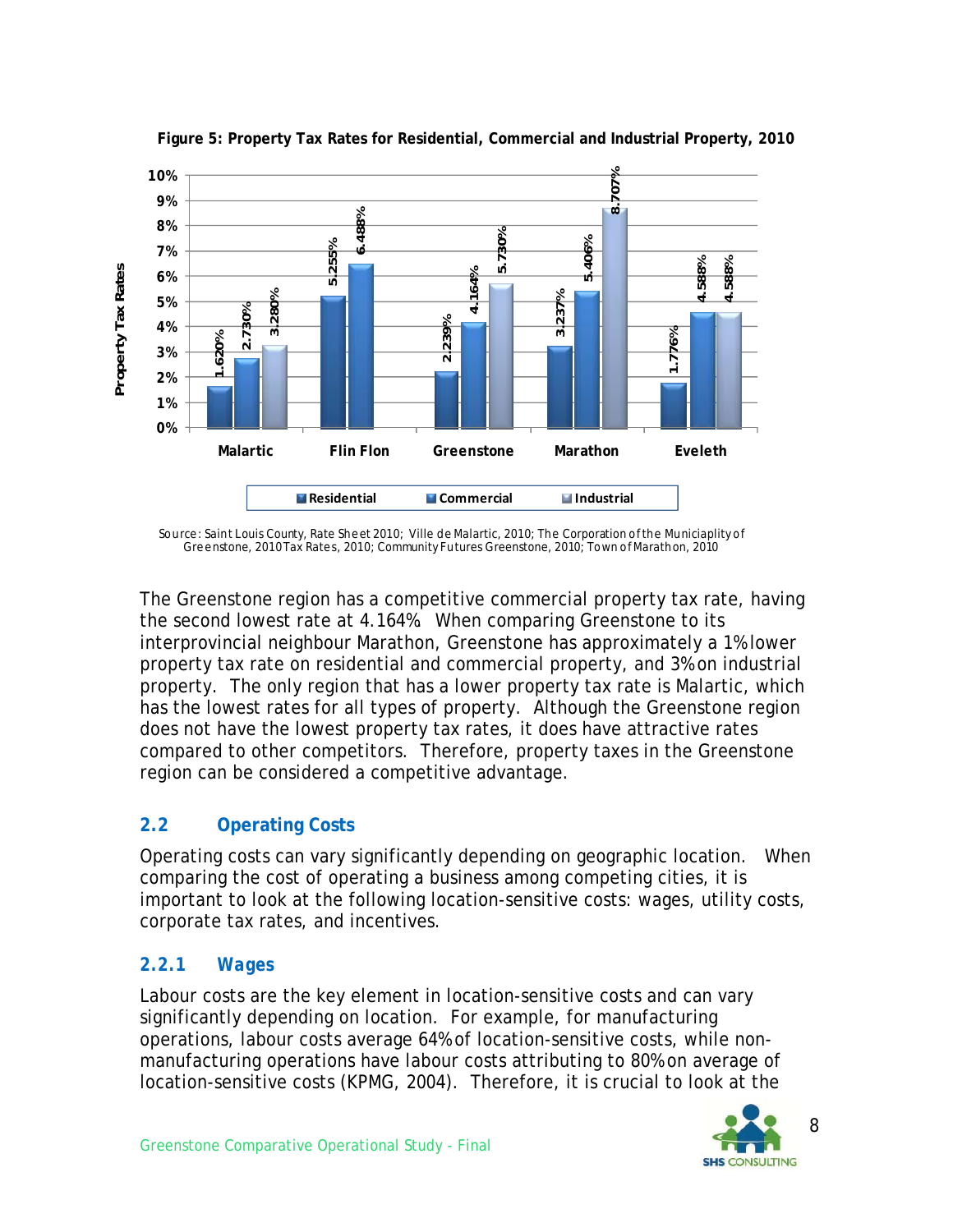**Figure 5: Property Tax Rates for Residential, Commercial and Industrial Property, 2010**

| | Residential | Commercial | Industrial |
|---|---|---|---|
| Malartic | 1.620% | 2.730% | 3.280% |
| Flin Flon | 5.255% | 6.488% | |
| Greenstone | 2.239% | 4.164% | 5.730% |
| Marathon | 3.237% | 5.406% | 8.707% |
| Eveleth | 1.776% | 4.588% | 4.588% |

Source: Saint Louis County, Rate Sheet 2010; Ville de Malartic, 2010; The Corporation of the Municiaplity of Greenstone, 2010 Tax Rates, 2010; Community Futures Greenstone, 2010; Town of Marathon, 2010

The Greenstone region has a competitive commercial property tax rate, having the second lowest rate at 4.164%. When comparing Greenstone to its interprovincial neighbour Marathon, Greenstone has approximately a 1% lower property tax rate on residential and commercial property, and 3% on industrial property. The only region that has a lower property tax rate is Malartic, which has the lowest rates for all types of property. Although the Greenstone region does not have the lowest property tax rates, it does have attractive rates compared to other competitors. Therefore, property taxes in the Greenstone region can be considered a competitive advantage.

## 2.2 Operating Costs

Operating costs can vary significantly depending on geographic location. When comparing the cost of operating a business among competing cities, it is important to look at the following location-sensitive costs: wages, utility costs, corporate tax rates, and incentives.

### 2.2.1 Wages

Labour costs are the key element in location-sensitive costs and can vary significantly depending on location. For example, for manufacturing operations, labour costs average 64% of location-sensitive costs, while non-manufacturing operations have labour costs attributing to 80% on average of location-sensitive costs (KPMG, 2004). Therefore, it is crucial to look at the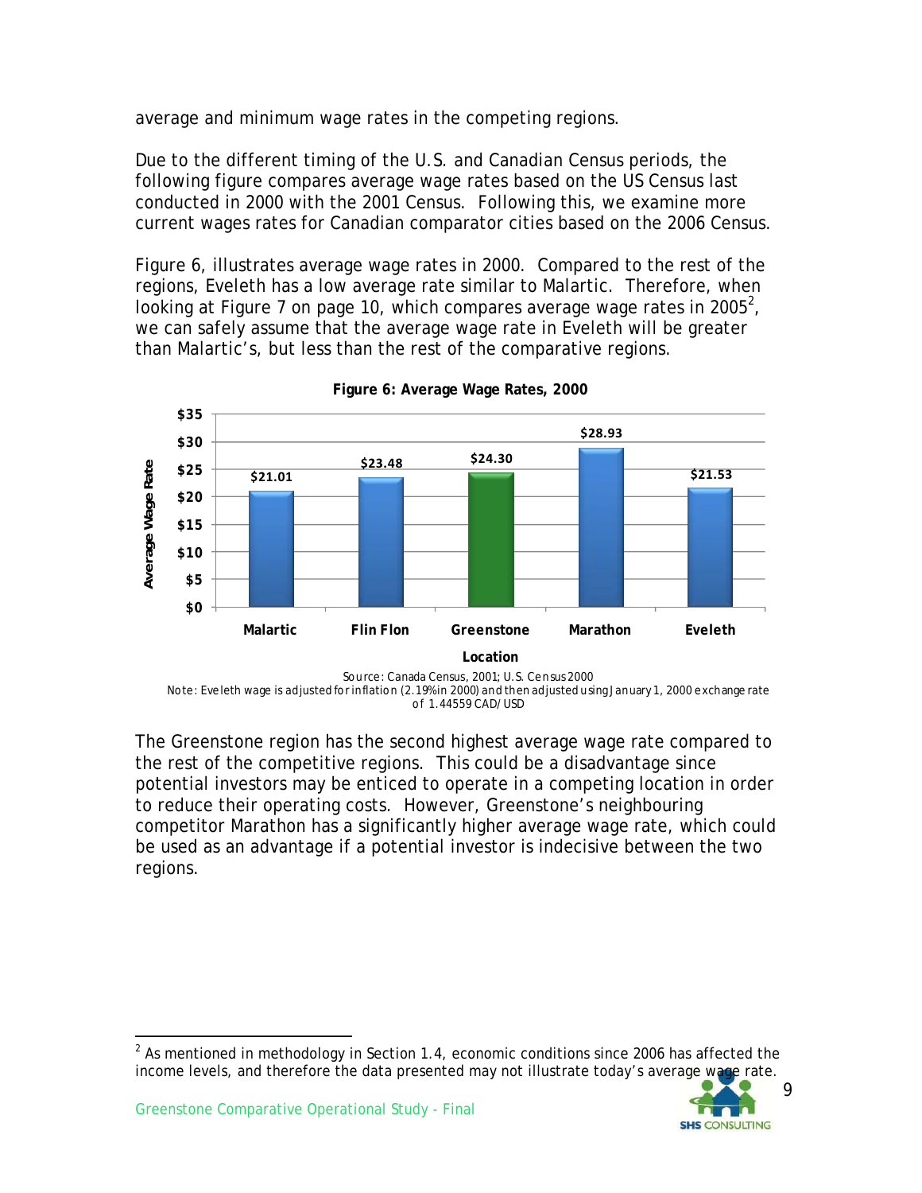average and minimum wage rates in the competing regions.

Due to the different timing of the U.S. and Canadian Census periods, the following figure compares average wage rates based on the US Census last conducted in 2000 with the 2001 Census. Following this, we examine more current wages rates for Canadian comparator cities based on the 2006 Census.

Figure 6, illustrates average wage rates in 2000. Compared to the rest of the regions, Eveleth has a low average rate similar to Malartic. Therefore, when looking at Figure 7 on page 10, which compares average wage rates in 2005[2], we can safely assume that the average wage rate in Eveleth will be greater than Malartic's, but less than the rest of the comparative regions.

**Figure 6: Average Wage Rates, 2000**

| Location | Average Wage Rate |
|---|---|
| Malartic | $21.01 |
| Flin Flon | $23.48 |
| Greenstone | $24.30 |
| Marathon | $28.93 |
| Eveleth | $21.53 |

Source: Canada Census, 2001; U.S. Census 2000
Note: Eveleth wage is adjusted for inflation (2.19% in 2000) and then adjusted using January 1, 2000 exchange rate of 1.44559 CAD/USD

The Greenstone region has the second highest average wage rate compared to the rest of the competitive regions. This could be a disadvantage since potential investors may be enticed to operate in a competing location in order to reduce their operating costs. However, Greenstone's neighbouring competitor Marathon has a significantly higher average wage rate, which could be used as an advantage if a potential investor is indecisive between the two regions.

[2] As mentioned in methodology in Section 1.4, economic conditions since 2006 has affected the income levels, and therefore the data presented may not illustrate today's average wage rate.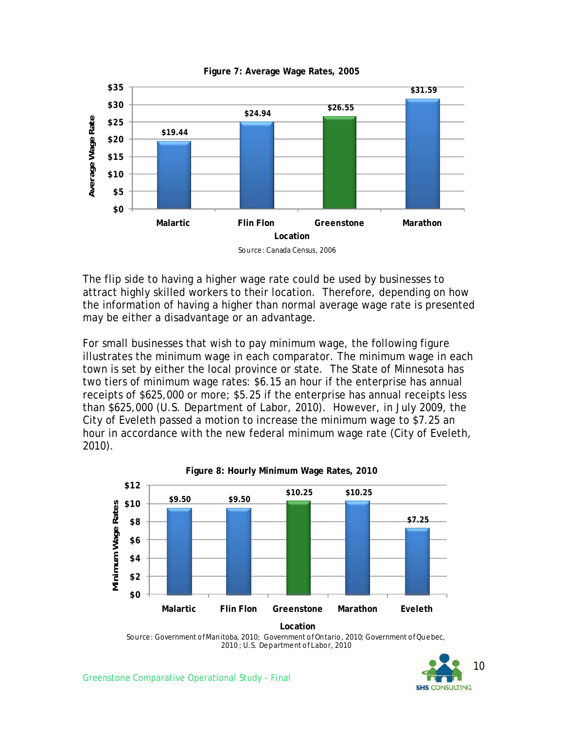**Figure 7: Average Wage Rates, 2005**

| Location | Average Wage Rate |
|---|---|
| Malartic | $19.44 |
| Flin Flon | $24.94 |
| Greenstone | $26.55 |
| Marathon | $31.59 |

Source: Canada Census, 2006

The flip side to having a higher wage rate could be used by businesses to attract highly skilled workers to their location. Therefore, depending on how the information of having a higher than normal average wage rate is presented may be either a disadvantage or an advantage.

For small businesses that wish to pay minimum wage, the following figure illustrates the minimum wage in each comparator. The minimum wage in each town is set by either the local province or state. The State of Minnesota has two tiers of minimum wage rates: $6.15 an hour if the enterprise has annual receipts of $625,000 or more; $5.25 if the enterprise has annual receipts less than $625,000 (U.S. Department of Labor, 2010). However, in July 2009, the City of Eveleth passed a motion to increase the minimum wage to $7.25 an hour in accordance with the new federal minimum wage rate (City of Eveleth, 2010).

**Figure 8: Hourly Minimum Wage Rates, 2010**

| Location | Minimum Wage Rates |
|---|---|
| Malartic | $9.50 |
| Flin Flon | $9.50 |
| Greenstone | $10.25 |
| Marathon | $10.25 |
| Eveleth | $7.25 |

Source: Government of Manitoba, 2010; Government of Ontario, 2010; Government of Quebec, 2010; U.S. Department of Labor, 2010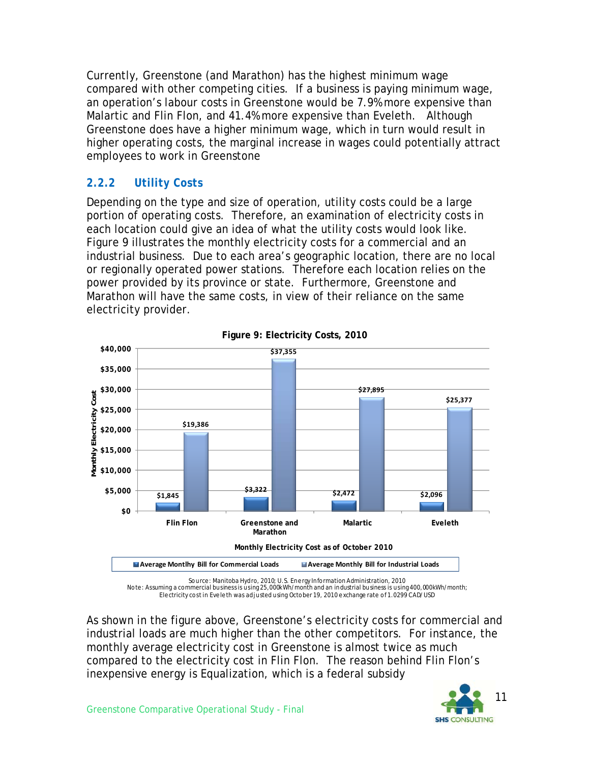Currently, Greenstone (and Marathon) has the highest minimum wage compared with other competing cities. If a business is paying minimum wage, an operation's labour costs in Greenstone would be 7.9% more expensive than Malartic and Flin Flon, and 41.4% more expensive than Eveleth. Although Greenstone does have a higher minimum wage, which in turn would result in higher operating costs, the marginal increase in wages could potentially attract employees to work in Greenstone

### 2.2.2 Utility Costs

Depending on the type and size of operation, utility costs could be a large portion of operating costs. Therefore, an examination of electricity costs in each location could give an idea of what the utility costs would look like. Figure 9 illustrates the monthly electricity costs for a commercial and an industrial business. Due to each area's geographic location, there are no local or regionally operated power stations. Therefore each location relies on the power provided by its province or state. Furthermore, Greenstone and Marathon will have the same costs, in view of their reliance on the same electricity provider.

**Figure 9: Electricity Costs, 2010**

Monthly Electricity Cost as of October 2010

| | Average Montlhy Bill for Commercial Loads | Average Monthly Bill for Industrial Loads |
|---|---|---|
| Flin Flon | $1,845 | $19,386 |
| Greenstone and Marathon | $3,322 | $37,355 |
| Malartic | $2,472 | $27,895 |
| Eveleth | $2,096 | $25,377 |

Source: Manitoba Hydro, 2010; U.S. Energy Information Administration, 2010
Note: Assuming a commercial business is using 25,000kWh/month and an industrial business is using 400,000kWh/month; Electricity cost in Eveleth was adjusted using October 19, 2010 exchange rate of 1.0299 CAD/USD

As shown in the figure above, Greenstone's electricity costs for commercial and industrial loads are much higher than the other competitors. For instance, the monthly average electricity cost in Greenstone is almost twice as much compared to the electricity cost in Flin Flon. The reason behind Flin Flon's inexpensive energy is Equalization, which is a federal subsidy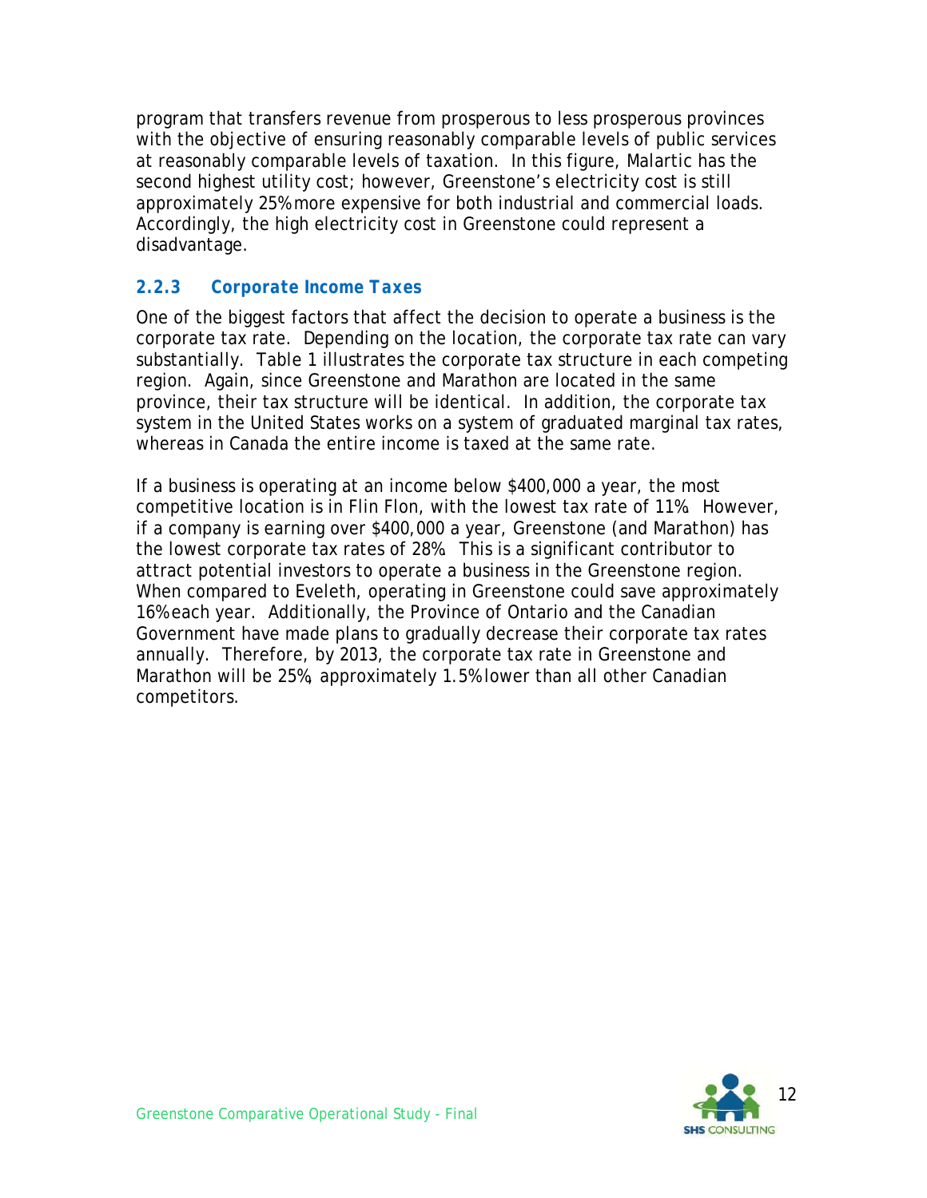program that transfers revenue from prosperous to less prosperous provinces with the objective of ensuring reasonably comparable levels of public services at reasonably comparable levels of taxation. In this figure, Malartic has the second highest utility cost; however, Greenstone's electricity cost is still approximately 25% more expensive for both industrial and commercial loads. Accordingly, the high electricity cost in Greenstone could represent a disadvantage.

### 2.2.3 Corporate Income Taxes

One of the biggest factors that affect the decision to operate a business is the corporate tax rate. Depending on the location, the corporate tax rate can vary substantially. Table 1 illustrates the corporate tax structure in each competing region. Again, since Greenstone and Marathon are located in the same province, their tax structure will be identical. In addition, the corporate tax system in the United States works on a system of graduated marginal tax rates, whereas in Canada the entire income is taxed at the same rate.

If a business is operating at an income below $400,000 a year, the most competitive location is in Flin Flon, with the lowest tax rate of 11%. However, if a company is earning over $400,000 a year, Greenstone (and Marathon) has the lowest corporate tax rates of 28%. This is a significant contributor to attract potential investors to operate a business in the Greenstone region. When compared to Eveleth, operating in Greenstone could save approximately 16% each year. Additionally, the Province of Ontario and the Canadian Government have made plans to gradually decrease their corporate tax rates annually. Therefore, by 2013, the corporate tax rate in Greenstone and Marathon will be 25%, approximately 1.5% lower than all other Canadian competitors.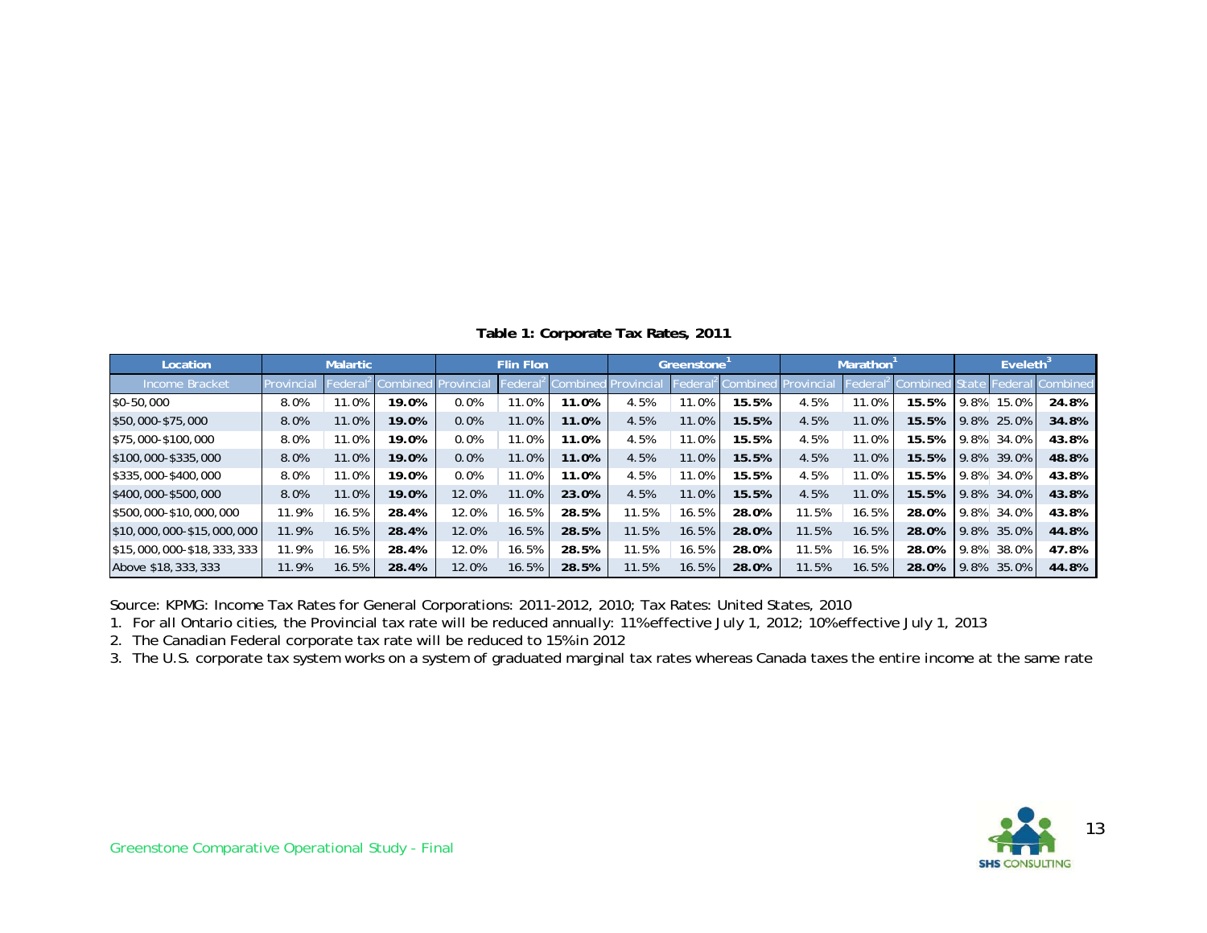**Table 1: Corporate Tax Rates, 2011**

| Location | Malartic | | | Flin Flon | | | Greenstone[1] | | | Marathon[1] | | | Eveleth[3] | | |
|---|---|---|---|---|---|---|---|---|---|---|---|---|---|---|---|
| Income Bracket | Provincial | Federal[2] | Combined | Provincial | Federal[2] | Combined | Provincial | Federal[2] | Combined | Provincial | Federal[2] | Combined | State | Federal | Combined |
| $0-50,000 | 8.0% | 11.0% | **19.0%** | 0.0% | 11.0% | **11.0%** | 4.5% | 11.0% | **15.5%** | 4.5% | 11.0% | **15.5%** | 9.8% | 15.0% | **24.8%** |
| $50,000-$75,000 | 8.0% | 11.0% | **19.0%** | 0.0% | 11.0% | **11.0%** | 4.5% | 11.0% | **15.5%** | 4.5% | 11.0% | **15.5%** | 9.8% | 25.0% | **34.8%** |
| $75,000-$100,000 | 8.0% | 11.0% | **19.0%** | 0.0% | 11.0% | **11.0%** | 4.5% | 11.0% | **15.5%** | 4.5% | 11.0% | **15.5%** | 9.8% | 34.0% | **43.8%** |
| $100,000-$335,000 | 8.0% | 11.0% | **19.0%** | 0.0% | 11.0% | **11.0%** | 4.5% | 11.0% | **15.5%** | 4.5% | 11.0% | **15.5%** | 9.8% | 39.0% | **48.8%** |
| $335,000-$400,000 | 8.0% | 11.0% | **19.0%** | 0.0% | 11.0% | **11.0%** | 4.5% | 11.0% | **15.5%** | 4.5% | 11.0% | **15.5%** | 9.8% | 34.0% | **43.8%** |
| $400,000-$500,000 | 8.0% | 11.0% | **19.0%** | 12.0% | 11.0% | **23.0%** | 4.5% | 11.0% | **15.5%** | 4.5% | 11.0% | **15.5%** | 9.8% | 34.0% | **43.8%** |
| $500,000-$10,000,000 | 11.9% | 16.5% | **28.4%** | 12.0% | 16.5% | **28.5%** | 11.5% | 16.5% | **28.0%** | 11.5% | 16.5% | **28.0%** | 9.8% | 34.0% | **43.8%** |
| $10,000,000-$15,000,000 | 11.9% | 16.5% | **28.4%** | 12.0% | 16.5% | **28.5%** | 11.5% | 16.5% | **28.0%** | 11.5% | 16.5% | **28.0%** | 9.8% | 35.0% | **44.8%** |
| $15,000,000-$18,333,333 | 11.9% | 16.5% | **28.4%** | 12.0% | 16.5% | **28.5%** | 11.5% | 16.5% | **28.0%** | 11.5% | 16.5% | **28.0%** | 9.8% | 38.0% | **47.8%** |
| Above $18,333,333 | 11.9% | 16.5% | **28.4%** | 12.0% | 16.5% | **28.5%** | 11.5% | 16.5% | **28.0%** | 11.5% | 16.5% | **28.0%** | 9.8% | 35.0% | **44.8%** |

Source: KPMG: Income Tax Rates for General Corporations: 2011-2012, 2010; Tax Rates: United States, 2010

1. For all Ontario cities, the Provincial tax rate will be reduced annually: 11% effective July 1, 2012; 10% effective July 1, 2013
2. The Canadian Federal corporate tax rate will be reduced to 15% in 2012
3. The U.S. corporate tax system works on a system of graduated marginal tax rates whereas Canada taxes the entire income at the same rate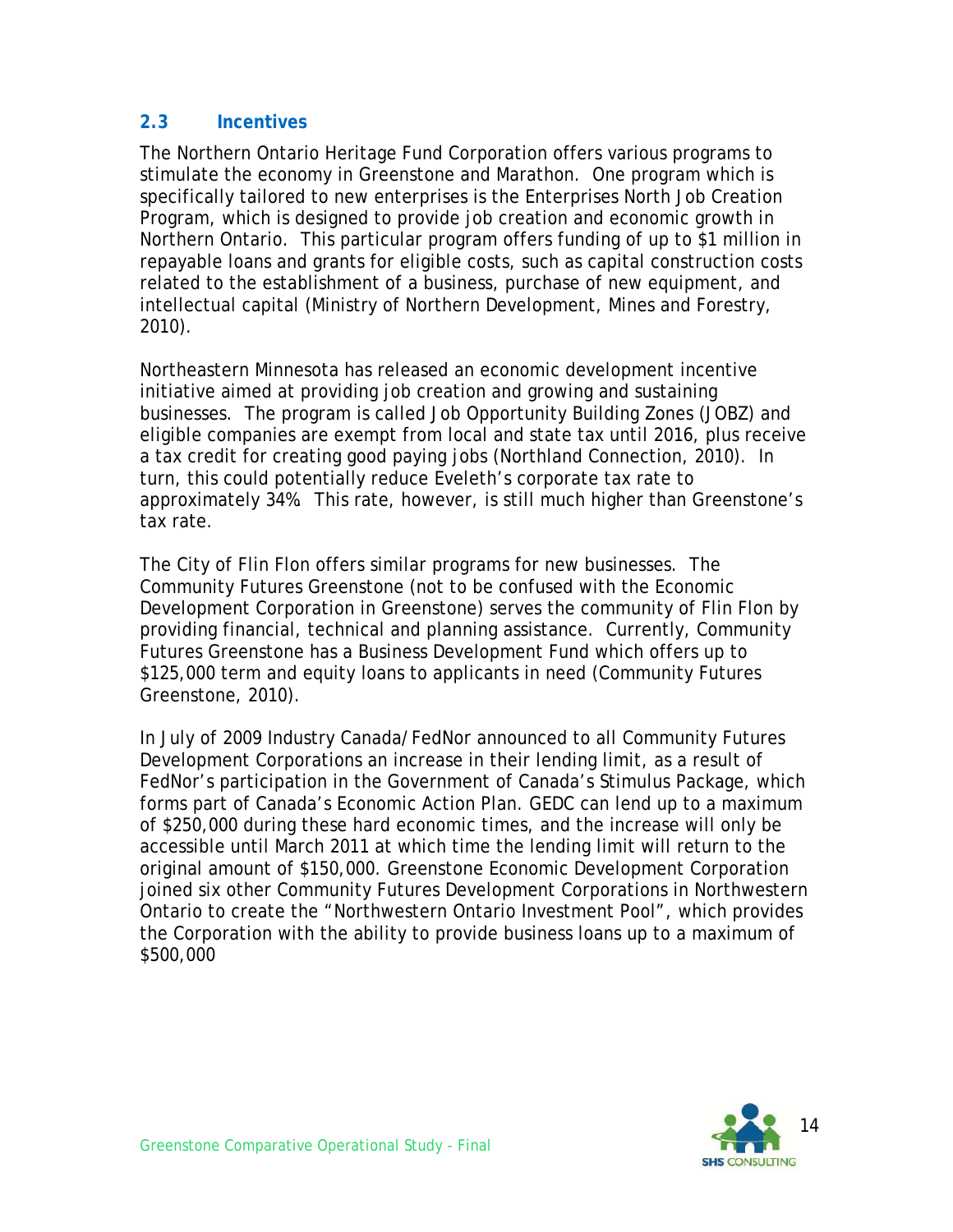## 2.3 Incentives

The Northern Ontario Heritage Fund Corporation offers various programs to stimulate the economy in Greenstone and Marathon. One program which is specifically tailored to new enterprises is the Enterprises North Job Creation Program, which is designed to provide job creation and economic growth in Northern Ontario. This particular program offers funding of up to $1 million in repayable loans and grants for eligible costs, such as capital construction costs related to the establishment of a business, purchase of new equipment, and intellectual capital (Ministry of Northern Development, Mines and Forestry, 2010).

Northeastern Minnesota has released an economic development incentive initiative aimed at providing job creation and growing and sustaining businesses. The program is called Job Opportunity Building Zones (JOBZ) and eligible companies are exempt from local and state tax until 2016, plus receive a tax credit for creating good paying jobs (Northland Connection, 2010). In turn, this could potentially reduce Eveleth's corporate tax rate to approximately 34%. This rate, however, is still much higher than Greenstone's tax rate.

The City of Flin Flon offers similar programs for new businesses. The Community Futures Greenstone (not to be confused with the Economic Development Corporation in Greenstone) serves the community of Flin Flon by providing financial, technical and planning assistance. Currently, Community Futures Greenstone has a Business Development Fund which offers up to $125,000 term and equity loans to applicants in need (Community Futures Greenstone, 2010).

In July of 2009 Industry Canada/FedNor announced to all Community Futures Development Corporations an increase in their lending limit, as a result of FedNor's participation in the Government of Canada's Stimulus Package, which forms part of Canada's Economic Action Plan. GEDC can lend up to a maximum of $250,000 during these hard economic times, and the increase will only be accessible until March 2011 at which time the lending limit will return to the original amount of $150,000. Greenstone Economic Development Corporation joined six other Community Futures Development Corporations in Northwestern Ontario to create the "Northwestern Ontario Investment Pool", which provides the Corporation with the ability to provide business loans up to a maximum of $500,000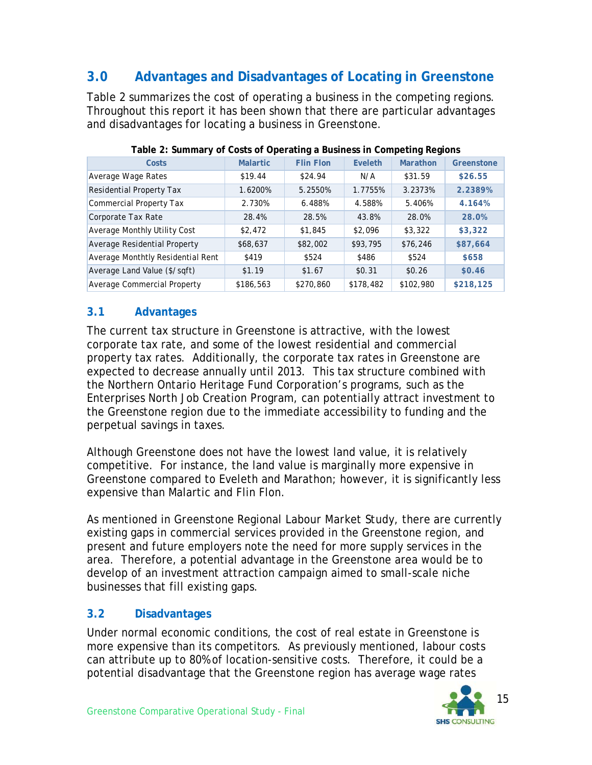## 3.0 Advantages and Disadvantages of Locating in Greenstone

Table 2 summarizes the cost of operating a business in the competing regions. Throughout this report it has been shown that there are particular advantages and disadvantages for locating a business in Greenstone.

**Table 2: Summary of Costs of Operating a Business in Competing Regions**

| Costs | Malartic | Flin Flon | Eveleth | Marathon | Greenstone |
|---|---|---|---|---|---|
| Average Wage Rates | $19.44 | $24.94 | N/A | $31.59 | **$26.55** |
| Residential Property Tax | 1.6200% | 5.2550% | 1.7755% | 3.2373% | **2.2389%** |
| Commercial Property Tax | 2.730% | 6.488% | 4.588% | 5.406% | **4.164%** |
| Corporate Tax Rate | 28.4% | 28.5% | 43.8% | 28.0% | **28.0%** |
| Average Monthly Utility Cost | $2,472 | $1,845 | $2,096 | $3,322 | **$3,322** |
| Average Residential Property | $68,637 | $82,002 | $93,795 | $76,246 | **$87,664** |
| Average Monthtly Residential Rent | $419 | $524 | $486 | $524 | **$658** |
| Average Land Value ($/sqft) | $1.19 | $1.67 | $0.31 | $0.26 | **$0.46** |
| Average Commercial Property | $186,563 | $270,860 | $178,482 | $102,980 | **$218,125** |

### 3.1 Advantages

The current tax structure in Greenstone is attractive, with the lowest corporate tax rate, and some of the lowest residential and commercial property tax rates. Additionally, the corporate tax rates in Greenstone are expected to decrease annually until 2013. This tax structure combined with the Northern Ontario Heritage Fund Corporation's programs, such as the Enterprises North Job Creation Program, can potentially attract investment to the Greenstone region due to the immediate accessibility to funding and the perpetual savings in taxes.

Although Greenstone does not have the lowest land value, it is relatively competitive. For instance, the land value is marginally more expensive in Greenstone compared to Eveleth and Marathon; however, it is significantly less expensive than Malartic and Flin Flon.

As mentioned in Greenstone Regional Labour Market Study, there are currently existing gaps in commercial services provided in the Greenstone region, and present and future employers note the need for more supply services in the area. Therefore, a potential advantage in the Greenstone area would be to develop of an investment attraction campaign aimed to small-scale niche businesses that fill existing gaps.

### 3.2 Disadvantages

Under normal economic conditions, the cost of real estate in Greenstone is more expensive than its competitors. As previously mentioned, labour costs can attribute up to 80% of location-sensitive costs. Therefore, it could be a potential disadvantage that the Greenstone region has average wage rates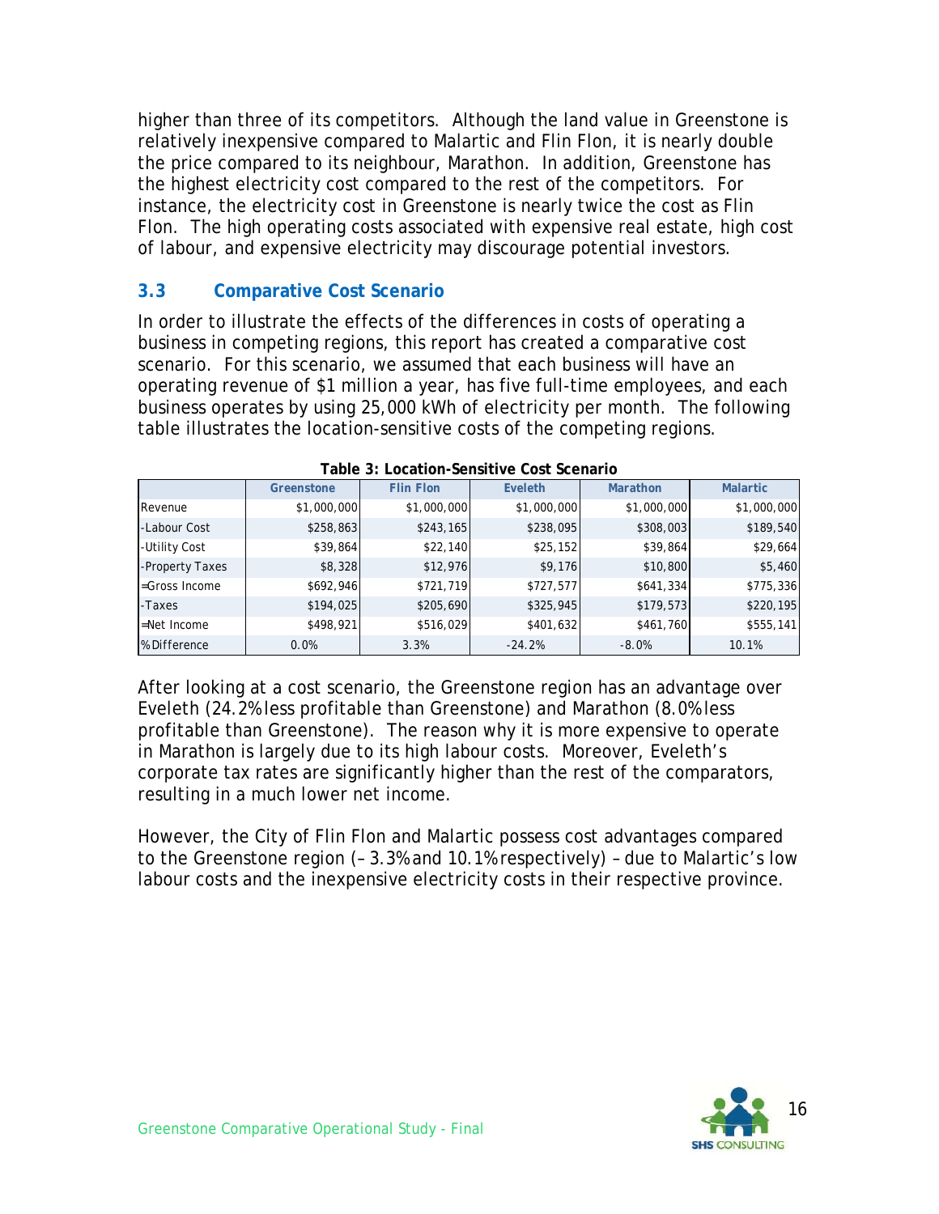higher than three of its competitors. Although the land value in Greenstone is relatively inexpensive compared to Malartic and Flin Flon, it is nearly double the price compared to its neighbour, Marathon. In addition, Greenstone has the highest electricity cost compared to the rest of the competitors. For instance, the electricity cost in Greenstone is nearly twice the cost as Flin Flon. The high operating costs associated with expensive real estate, high cost of labour, and expensive electricity may discourage potential investors.

### 3.3 Comparative Cost Scenario

In order to illustrate the effects of the differences in costs of operating a business in competing regions, this report has created a comparative cost scenario. For this scenario, we assumed that each business will have an operating revenue of $1 million a year, has five full-time employees, and each business operates by using 25,000 kWh of electricity per month. The following table illustrates the location-sensitive costs of the competing regions.

**Table 3: Location-Sensitive Cost Scenario**

| | Greenstone | Flin Flon | Eveleth | Marathon | Malartic |
|---|---|---|---|---|---|
| Revenue | $1,000,000 | $1,000,000 | $1,000,000 | $1,000,000 | $1,000,000 |
| -Labour Cost | $258,863 | $243,165 | $238,095 | $308,003 | $189,540 |
| -Utility Cost | $39,864 | $22,140 | $25,152 | $39,864 | $29,664 |
| -Property Taxes | $8,328 | $12,976 | $9,176 | $10,800 | $5,460 |
| =Gross Income | $692,946 | $721,719 | $727,577 | $641,334 | $775,336 |
| -Taxes | $194,025 | $205,690 | $325,945 | $179,573 | $220,195 |
| =Net Income | $498,921 | $516,029 | $401,632 | $461,760 | $555,141 |
| %Difference | 0.0% | 3.3% | -24.2% | -8.0% | 10.1% |

After looking at a cost scenario, the Greenstone region has an advantage over Eveleth (24.2% less profitable than Greenstone) and Marathon (8.0% less profitable than Greenstone). The reason why it is more expensive to operate in Marathon is largely due to its high labour costs. Moreover, Eveleth's corporate tax rates are significantly higher than the rest of the comparators, resulting in a much lower net income.

However, the City of Flin Flon and Malartic possess cost advantages compared to the Greenstone region (– 3.3% and 10.1% respectively) – due to Malartic's low labour costs and the inexpensive electricity costs in their respective province.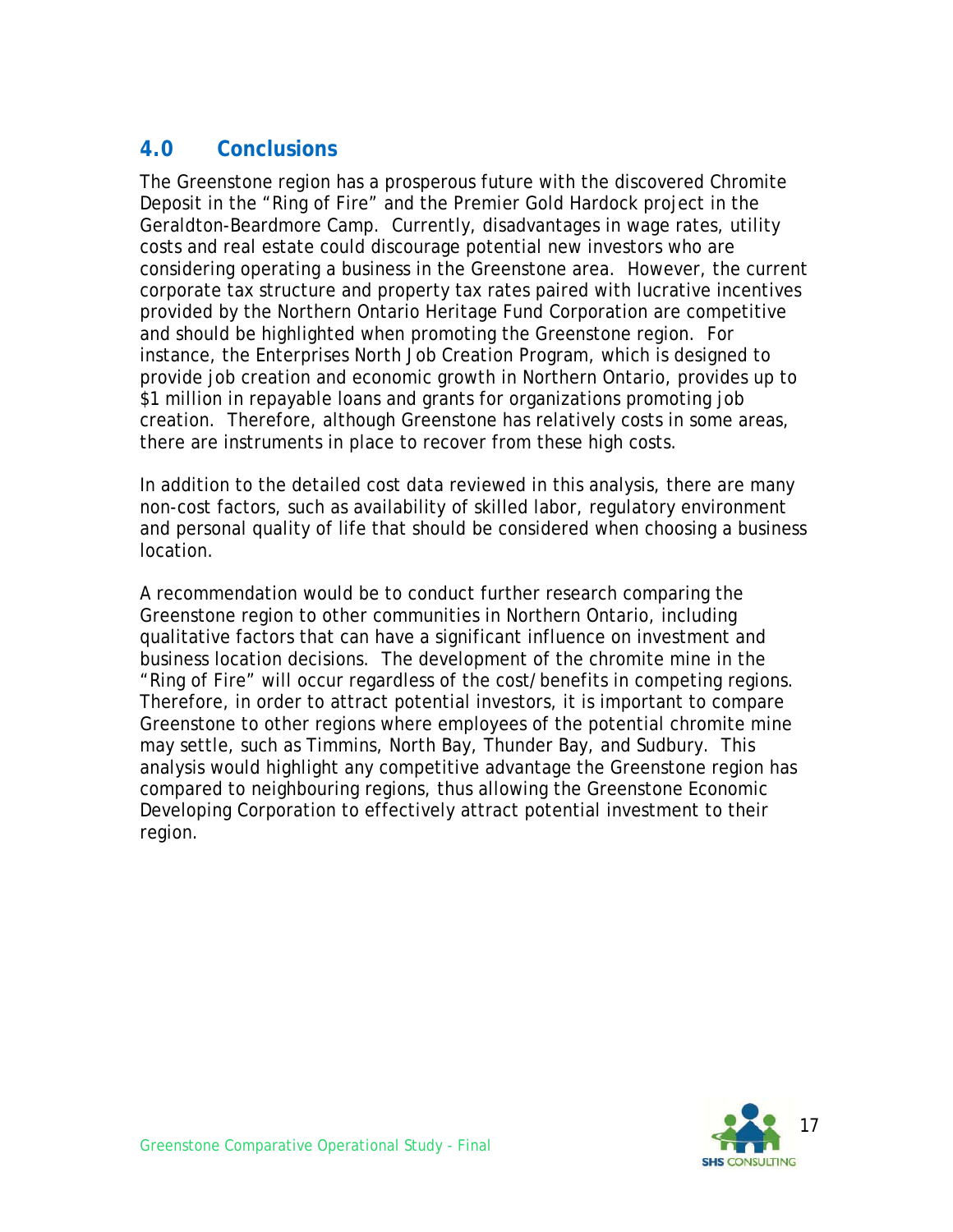## 4.0 Conclusions

The Greenstone region has a prosperous future with the discovered Chromite Deposit in the "Ring of Fire" and the Premier Gold Hardock project in the Geraldton-Beardmore Camp. Currently, disadvantages in wage rates, utility costs and real estate could discourage potential new investors who are considering operating a business in the Greenstone area. However, the current corporate tax structure and property tax rates paired with lucrative incentives provided by the Northern Ontario Heritage Fund Corporation are competitive and should be highlighted when promoting the Greenstone region. For instance, the Enterprises North Job Creation Program, which is designed to provide job creation and economic growth in Northern Ontario, provides up to $1 million in repayable loans and grants for organizations promoting job creation. Therefore, although Greenstone has relatively costs in some areas, there are instruments in place to recover from these high costs.

In addition to the detailed cost data reviewed in this analysis, there are many non-cost factors, such as availability of skilled labor, regulatory environment and personal quality of life that should be considered when choosing a business location.

A recommendation would be to conduct further research comparing the Greenstone region to other communities in Northern Ontario, including qualitative factors that can have a significant influence on investment and business location decisions. The development of the chromite mine in the "Ring of Fire" will occur regardless of the cost/benefits in competing regions. Therefore, in order to attract potential investors, it is important to compare Greenstone to other regions where employees of the potential chromite mine may settle, such as Timmins, North Bay, Thunder Bay, and Sudbury. This analysis would highlight any competitive advantage the Greenstone region has compared to neighbouring regions, thus allowing the Greenstone Economic Developing Corporation to effectively attract potential investment to their region.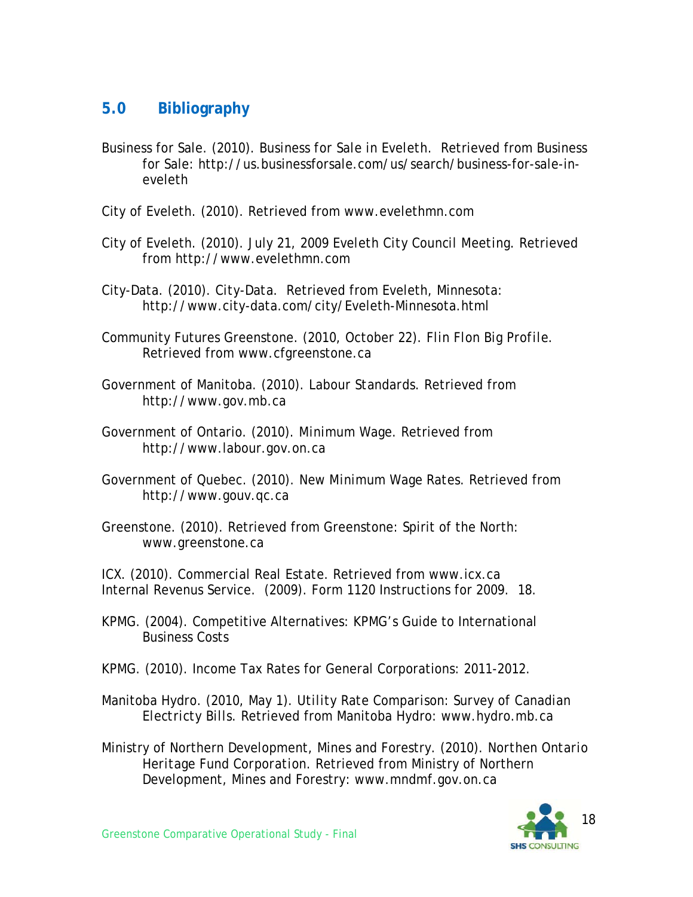## 5.0 Bibliography

Business for Sale. (2010). *Business for Sale in Eveleth.* Retrieved from Business for Sale: http://us.businessforsale.com/us/search/business-for-sale-in-eveleth

City of Eveleth. (2010). Retrieved from www.evelethmn.com

City of Eveleth. (2010). *July 21, 2009 Eveleth City Council Meeting.* Retrieved from http://www.evelethmn.com

City-Data. (2010). *City-Data.* Retrieved from Eveleth, Minnesota: http://www.city-data.com/city/Eveleth-Minnesota.html

Community Futures Greenstone. (2010, October 22). *Flin Flon Big Profile.* Retrieved from www.cfgreenstone.ca

Government of Manitoba. (2010). *Labour Standards.* Retrieved from http://www.gov.mb.ca

Government of Ontario. (2010). *Minimum Wage.* Retrieved from http://www.labour.gov.on.ca

Government of Quebec. (2010). *New Minimum Wage Rates.* Retrieved from http://www.gouv.qc.ca

Greenstone. (2010). Retrieved from Greenstone: Spirit of the North: www.greenstone.ca

ICX. (2010). *Commercial Real Estate.* Retrieved from www.icx.ca
Internal Revenus Service. (2009). Form 1120 Instructions for 2009. 18.

KPMG. (2004). Competitive Alternatives: KPMG's Guide to International Business Costs

KPMG. (2010). Income Tax Rates for General Corporations: 2011-2012.

Manitoba Hydro. (2010, May 1). *Utility Rate Comparison: Survey of Canadian Electricty Bills.* Retrieved from Manitoba Hydro: www.hydro.mb.ca

Ministry of Northern Development, Mines and Forestry. (2010). *Northen Ontario Heritage Fund Corporation.* Retrieved from Ministry of Northern Development, Mines and Forestry: www.mndmf.gov.on.ca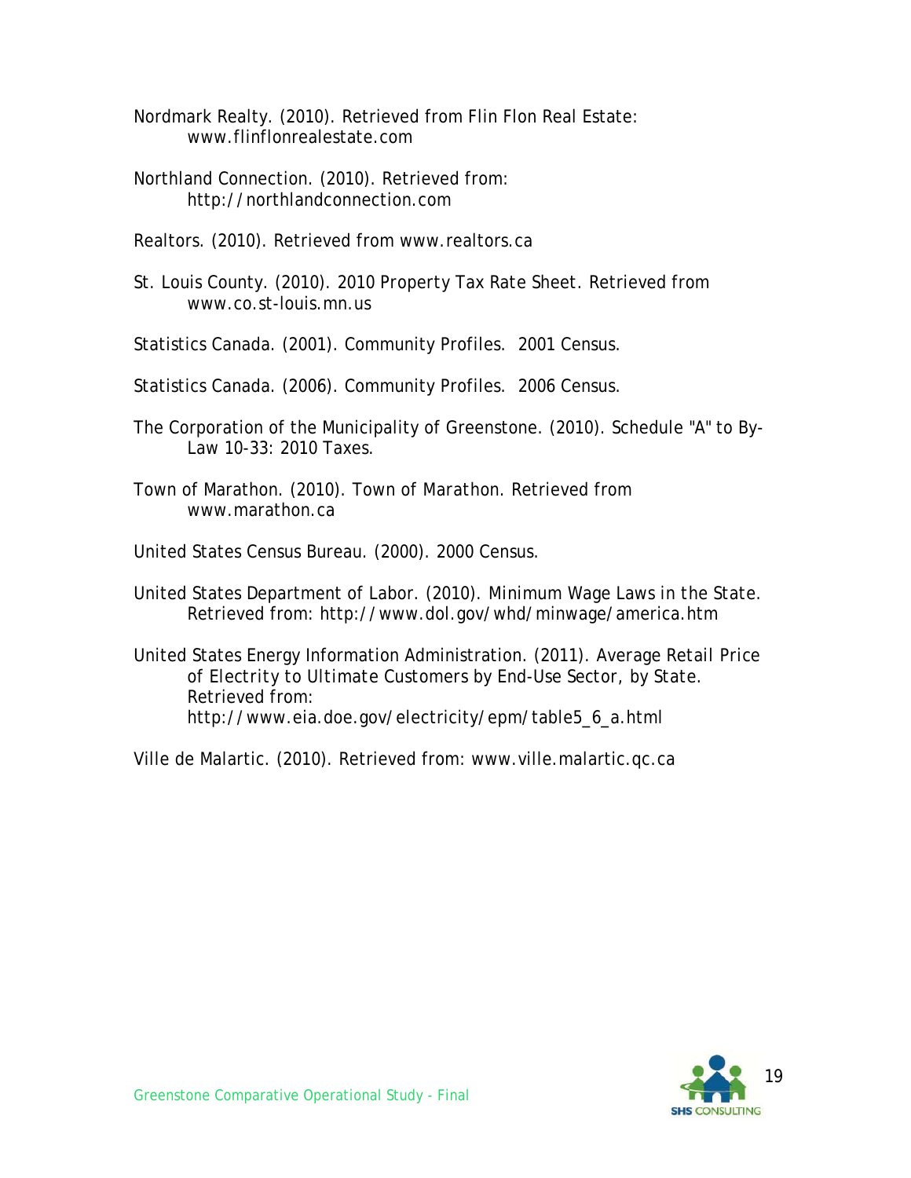Nordmark Realty. (2010). Retrieved from Flin Flon Real Estate: www.flinflonrealestate.com

Northland Connection. (2010). Retrieved from: http://northlandconnection.com

Realtors. (2010). Retrieved from www.realtors.ca

St. Louis County. (2010). *2010 Property Tax Rate Sheet*. Retrieved from www.co.st-louis.mn.us

Statistics Canada. (2001). Community Profiles. 2001 Census.

Statistics Canada. (2006). Community Profiles. 2006 Census.

The Corporation of the Municipality of Greenstone. (2010). Schedule "A" to By-Law 10-33: 2010 Taxes.

Town of Marathon. (2010). *Town of Marathon*. Retrieved from www.marathon.ca

United States Census Bureau. (2000). 2000 Census.

United States Department of Labor. (2010). *Minimum Wage Laws in the State*. Retrieved from: http://www.dol.gov/whd/minwage/america.htm

United States Energy Information Administration. (2011). *Average Retail Price of Electrity to Ultimate Customers by End-Use Sector, by State*. Retrieved from: http://www.eia.doe.gov/electricity/epm/table5_6_a.html

Ville de Malartic. (2010). Retrieved from: www.ville.malartic.qc.ca